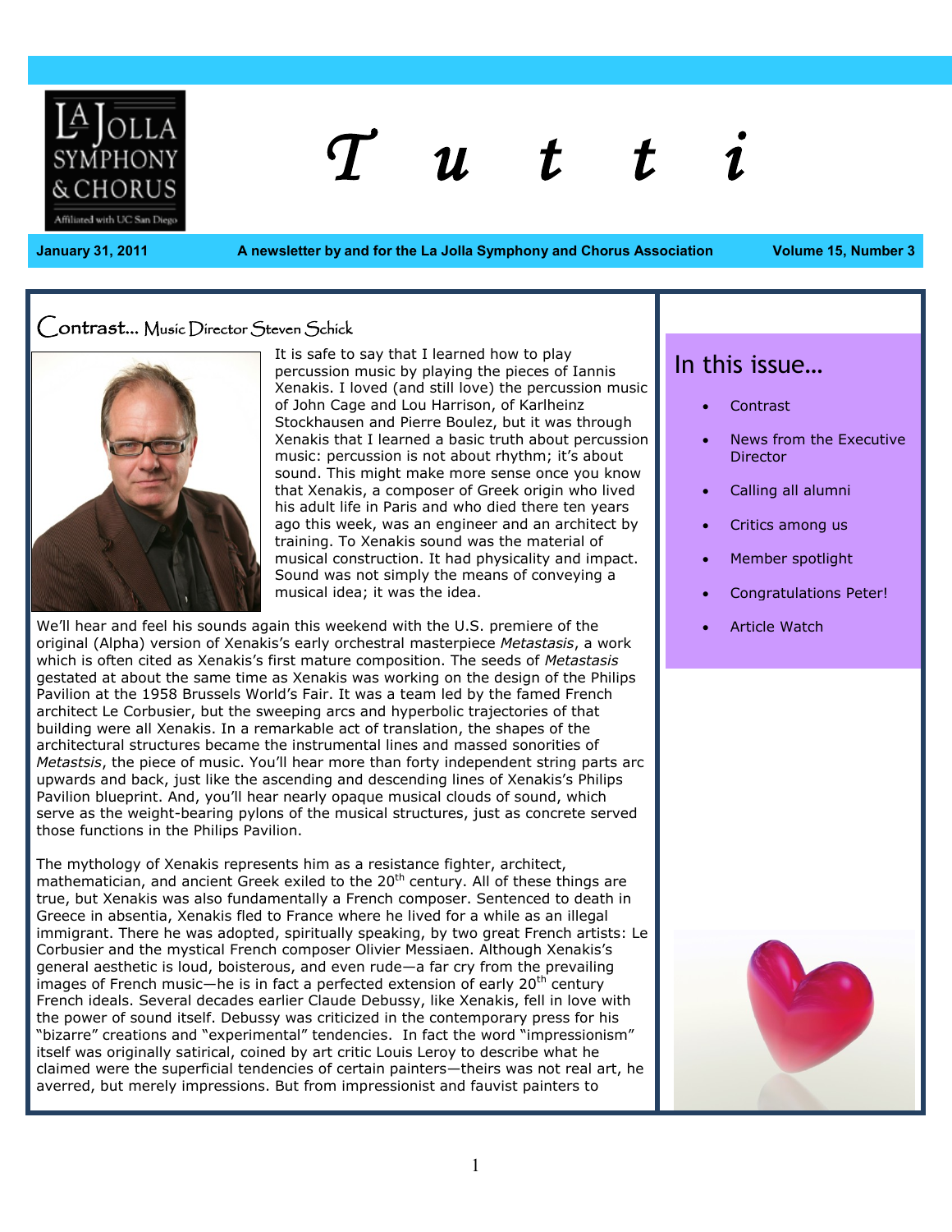# Tutti

**January 31, 2011** | **A newsletter by and for the La Jolla Symphony and Chorus Association** | **Volume 15, Number 3**

## In this issue…

- Contrast
- News from the Executive Director
- Calling all alumni
- Critics among us
- Member spotlight
- Congratulations Peter!
- Article Watch

## Contrast… Music Director Steven Schick

It is safe to say that I learned how to play percussion music by playing the pieces of Iannis Xenakis. I loved (and still love) the percussion music of John Cage and Lou Harrison, of Karlheinz Stockhausen and Pierre Boulez, but it was through Xenakis that I learned a basic truth about percussion music: percussion is not about rhythm; it's about sound. This might make more sense once you know that Xenakis, a composer of Greek origin who lived his adult life in Paris and who died there ten years ago this week, was an engineer and an architect by training. To Xenakis sound was the material of musical construction. It had physicality and impact. Sound was not simply the means of conveying a musical idea; it was the idea.

We'll hear and feel his sounds again this weekend with the U.S. premiere of the original (Alpha) version of Xenakis's early orchestral masterpiece *Metastasis*, a work which is often cited as Xenakis's first mature composition. The seeds of *Metastasis* gestated at about the same time as Xenakis was working on the design of the Philips Pavilion at the 1958 Brussels World's Fair. It was a team led by the famed French architect Le Corbusier, but the sweeping arcs and hyperbolic trajectories of that building were all Xenakis. In a remarkable act of translation, the shapes of the architectural structures became the instrumental lines and massed sonorities of *Metastsis*, the piece of music. You'll hear more than forty independent string parts arc upwards and back, just like the ascending and descending lines of Xenakis's Philips Pavilion blueprint. And, you'll hear nearly opaque musical clouds of sound, which serve as the weight-bearing pylons of the musical structures, just as concrete served those functions in the Philips Pavilion.

The mythology of Xenakis represents him as a resistance fighter, architect, mathematician, and ancient Greek exiled to the 20th century. All of these things are true, but Xenakis was also fundamentally a French composer. Sentenced to death in Greece in absentia, Xenakis fled to France where he lived for a while as an illegal immigrant. There he was adopted, spiritually speaking, by two great French artists: Le Corbusier and the mystical French composer Olivier Messiaen. Although Xenakis's general aesthetic is loud, boisterous, and even rude—a far cry from the prevailing images of French music—he is in fact a perfected extension of early 20th century French ideals. Several decades earlier Claude Debussy, like Xenakis, fell in love with the power of sound itself. Debussy was criticized in the contemporary press for his "bizarre" creations and "experimental" tendencies. In fact the word "impressionism" itself was originally satirical, coined by art critic Louis Leroy to describe what he claimed were the superficial tendencies of certain painters—theirs was not real art, he averred, but merely impressions. But from impressionist and fauvist painters to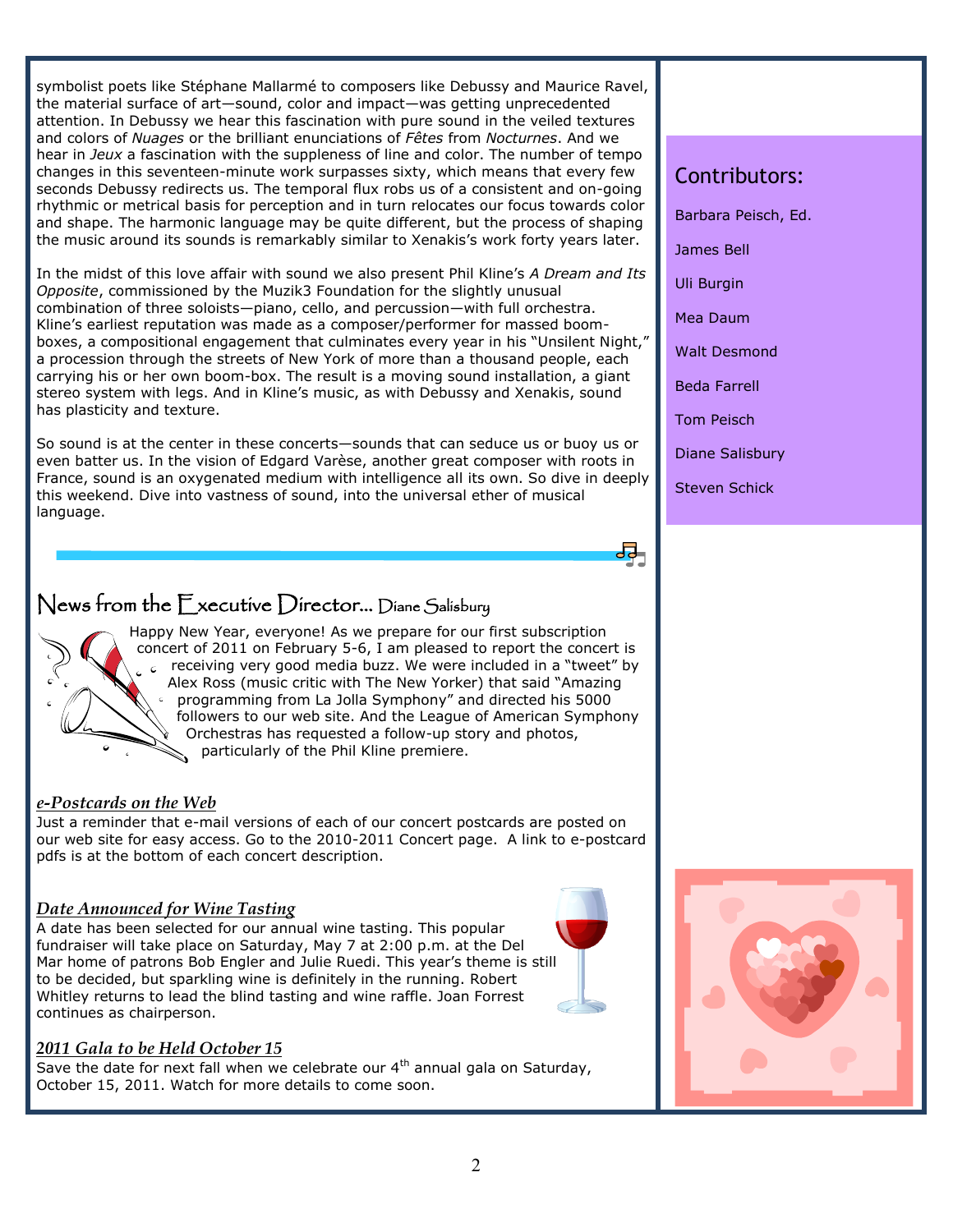symbolist poets like Stéphane Mallarmé to composers like Debussy and Maurice Ravel, the material surface of art—sound, color and impact—was getting unprecedented attention. In Debussy we hear this fascination with pure sound in the veiled textures and colors of *Nuages* or the brilliant enunciations of *Fêtes* from *Nocturnes*. And we hear in *Jeux* a fascination with the suppleness of line and color. The number of tempo changes in this seventeen-minute work surpasses sixty, which means that every few seconds Debussy redirects us. The temporal flux robs us of a consistent and on-going rhythmic or metrical basis for perception and in turn relocates our focus towards color and shape. The harmonic language may be quite different, but the process of shaping the music around its sounds is remarkably similar to Xenakis's work forty years later.

In the midst of this love affair with sound we also present Phil Kline's *A Dream and Its Opposite*, commissioned by the Muzik3 Foundation for the slightly unusual combination of three soloists—piano, cello, and percussion—with full orchestra. Kline's earliest reputation was made as a composer/performer for massed boom-boxes, a compositional engagement that culminates every year in his "Unsilent Night," a procession through the streets of New York of more than a thousand people, each carrying his or her own boom-box. The result is a moving sound installation, a giant stereo system with legs. And in Kline's music, as with Debussy and Xenakis, sound has plasticity and texture.

So sound is at the center in these concerts—sounds that can seduce us or buoy us or even batter us. In the vision of Edgard Varèse, another great composer with roots in France, sound is an oxygenated medium with intelligence all its own. So dive in deeply this weekend. Dive into vastness of sound, into the universal ether of musical language.

## News from the Executive Director... Diane Salisbury

Happy New Year, everyone! As we prepare for our first subscription concert of 2011 on February 5-6, I am pleased to report the concert is receiving very good media buzz. We were included in a "tweet" by Alex Ross (music critic with The New Yorker) that said "Amazing programming from La Jolla Symphony" and directed his 5000 followers to our web site. And the League of American Symphony Orchestras has requested a follow-up story and photos, particularly of the Phil Kline premiere.

### *e-Postcards on the Web*

Just a reminder that e-mail versions of each of our concert postcards are posted on our web site for easy access. Go to the 2010-2011 Concert page. A link to e-postcard pdfs is at the bottom of each concert description.

### *Date Announced for Wine Tasting*

A date has been selected for our annual wine tasting. This popular fundraiser will take place on Saturday, May 7 at 2:00 p.m. at the Del Mar home of patrons Bob Engler and Julie Ruedi. This year's theme is still to be decided, but sparkling wine is definitely in the running. Robert Whitley returns to lead the blind tasting and wine raffle. Joan Forrest continues as chairperson.

### *2011 Gala to be Held October 15*

Save the date for next fall when we celebrate our 4th annual gala on Saturday, October 15, 2011. Watch for more details to come soon.

## Contributors:

Barbara Peisch, Ed.

James Bell

Uli Burgin

Mea Daum

Walt Desmond

Beda Farrell

Tom Peisch

Diane Salisbury

Steven Schick